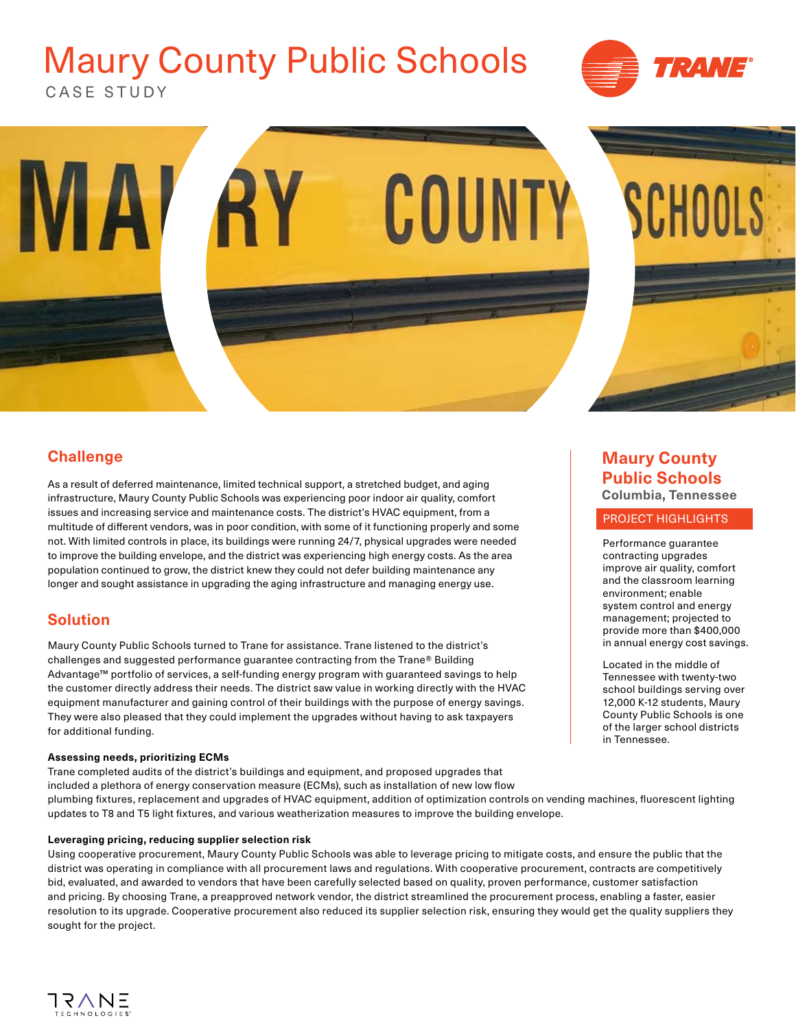# Maury County Public Schools

CASE STUDY

## Challenge

As a result of deferred maintenance, limited technical support, a stretched budget, and aging infrastructure, Maury County Public Schools was experiencing poor indoor air quality, comfort issues and increasing service and maintenance costs. The district's HVAC equipment, from a multitude of different vendors, was in poor condition, with some of it functioning properly and some not. With limited controls in place, its buildings were running 24/7, physical upgrades were needed to improve the building envelope, and the district was experiencing high energy costs. As the area population continued to grow, the district knew they could not defer building maintenance any longer and sought assistance in upgrading the aging infrastructure and managing energy use.

## Solution

Maury County Public Schools turned to Trane for assistance. Trane listened to the district's challenges and suggested performance guarantee contracting from the Trane® Building Advantage™ portfolio of services, a self-funding energy program with guaranteed savings to help the customer directly address their needs. The district saw value in working directly with the HVAC equipment manufacturer and gaining control of their buildings with the purpose of energy savings. They were also pleased that they could implement the upgrades without having to ask taxpayers for additional funding.

**Assessing needs, prioritizing ECMs**

Trane completed audits of the district's buildings and equipment, and proposed upgrades that included a plethora of energy conservation measure (ECMs), such as installation of new low flow plumbing fixtures, replacement and upgrades of HVAC equipment, addition of optimization controls on vending machines, fluorescent lighting updates to T8 and T5 light fixtures, and various weatherization measures to improve the building envelope.

**Leveraging pricing, reducing supplier selection risk**

Using cooperative procurement, Maury County Public Schools was able to leverage pricing to mitigate costs, and ensure the public that the district was operating in compliance with all procurement laws and regulations. With cooperative procurement, contracts are competitively bid, evaluated, and awarded to vendors that have been carefully selected based on quality, proven performance, customer satisfaction and pricing. By choosing Trane, a preapproved network vendor, the district streamlined the procurement process, enabling a faster, easier resolution to its upgrade. Cooperative procurement also reduced its supplier selection risk, ensuring they would get the quality suppliers they sought for the project.

## Maury County Public Schools

**Columbia, Tennessee**

### PROJECT HIGHLIGHTS

Performance guarantee contracting upgrades improve air quality, comfort and the classroom learning environment; enable system control and energy management; projected to provide more than $400,000 in annual energy cost savings.

Located in the middle of Tennessee with twenty-two school buildings serving over 12,000 K-12 students, Maury County Public Schools is one of the larger school districts in Tennessee.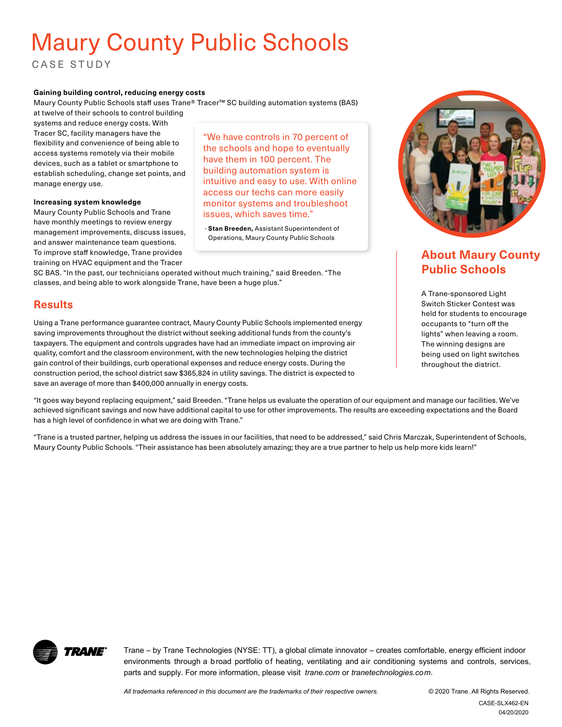# Maury County Public Schools

CASE STUDY

**Gaining building control, reducing energy costs**

Maury County Public Schools staff uses Trane® Tracer™ SC building automation systems (BAS) at twelve of their schools to control building systems and reduce energy costs. With Tracer SC, facility managers have the flexibility and convenience of being able to access systems remotely via their mobile devices, such as a tablet or smartphone to establish scheduling, change set points, and manage energy use.

> "We have controls in 70 percent of the schools and hope to eventually have them in 100 percent. The building automation system is intuitive and easy to use. With online access our techs can more easily monitor systems and troubleshoot issues, which saves time."
>
> \- **Stan Breeden,** Assistant Superintendent of Operations, Maury County Public Schools

**Increasing system knowledge**

Maury County Public Schools and Trane have monthly meetings to review energy management improvements, discuss issues, and answer maintenance team questions. To improve staff knowledge, Trane provides training on HVAC equipment and the Tracer SC BAS. "In the past, our technicians operated without much training," said Breeden. "The classes, and being able to work alongside Trane, have been a huge plus."

## Results

Using a Trane performance guarantee contract, Maury County Public Schools implemented energy saving improvements throughout the district without seeking additional funds from the county's taxpayers. The equipment and controls upgrades have had an immediate impact on improving air quality, comfort and the classroom environment, with the new technologies helping the district gain control of their buildings, curb operational expenses and reduce energy costs. During the construction period, the school district saw $365,824 in utility savings. The district is expected to save an average of more than $400,000 annually in energy costs.

"It goes way beyond replacing equipment," said Breeden. "Trane helps us evaluate the operation of our equipment and manage our facilities. We've achieved significant savings and now have additional capital to use for other improvements. The results are exceeding expectations and the Board has a high level of confidence in what we are doing with Trane."

"Trane is a trusted partner, helping us address the issues in our facilities, that need to be addressed," said Chris Marczak, Superintendent of Schools, Maury County Public Schools. "Their assistance has been absolutely amazing; they are a true partner to help us help more kids learn!"

## About Maury County Public Schools

A Trane-sponsored Light Switch Sticker Contest was held for students to encourage occupants to "turn off the lights" when leaving a room. The winning designs are being used on light switches throughout the district.

Trane – by Trane Technologies (NYSE: TT), a global climate innovator – creates comfortable, energy efficient indoor environments through a broad portfolio of heating, ventilating and air conditioning systems and controls, services, parts and supply. For more information, please visit *trane.com* or *tranetechnologies.com.*

*All trademarks referenced in this document are the trademarks of their respective owners.*

© 2020 Trane. All Rights Reserved.

CASE-SLX462-EN
04/20/2020